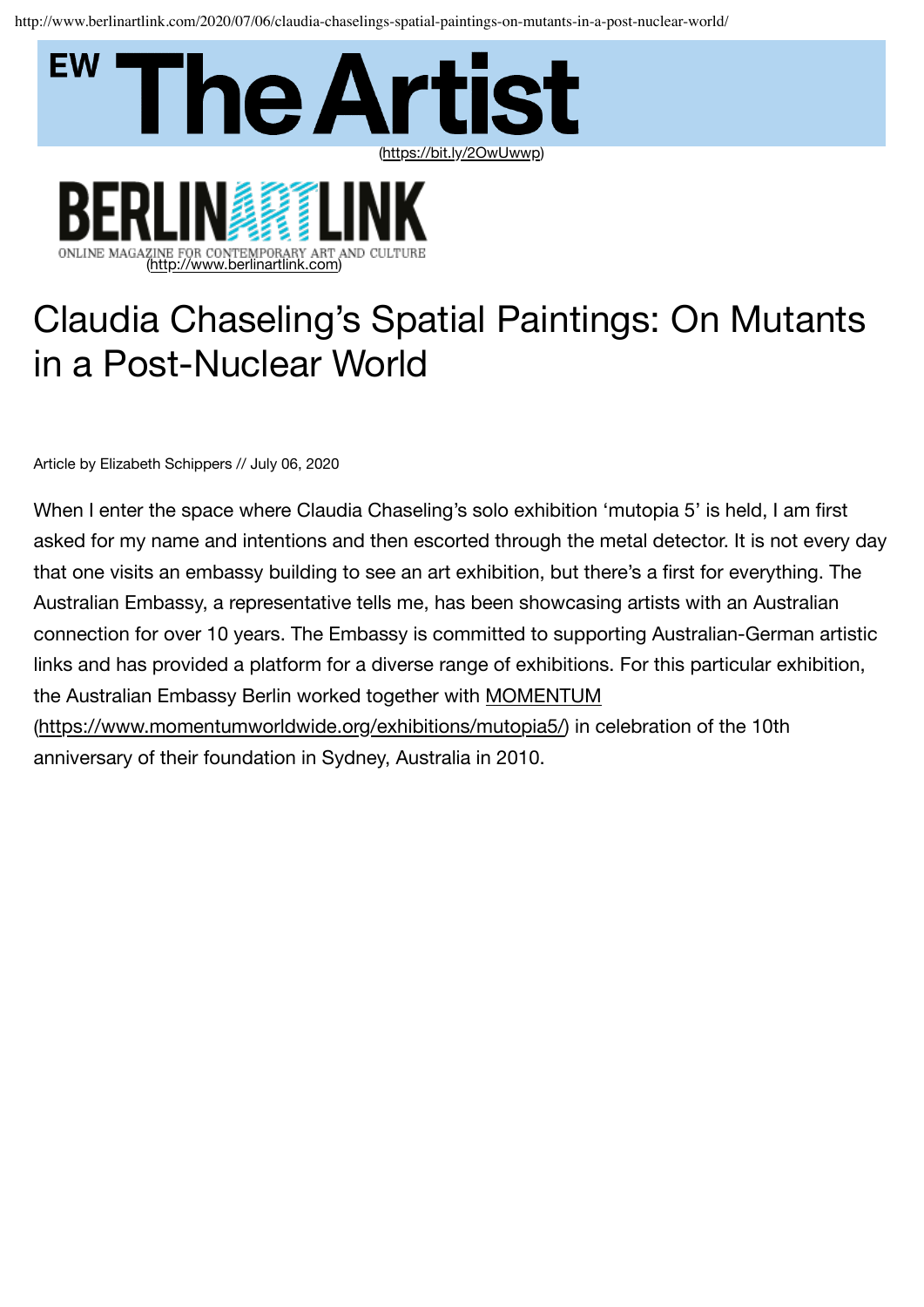# Claudia Chaseling's Spatial Paintings: On Mutants in a Post-Nuclear World

Article by Elizabeth Schippers // July 06, 2020

When I enter the space where Claudia Chaseling's solo exhibition 'mutopia 5' is held, I am first asked for my name and intentions and then escorted through the metal detector. It is not every day that one visits an embassy building to see an art exhibition, but there's a first for everything. The Australian Embassy, a representative tells me, has been showcasing artists with an Australian connection for over 10 years. The Embassy is committed to supporting Australian-German artistic links and has provided a platform for a diverse range of exhibitions. For this particular exhibition, the Australian Embassy Berlin worked together with MOMENTUM (https://www.momentumworldwide.org/exhibitions/mutopia5/) in celebration of the 10th anniversary of their foundation in Sydney, Australia in 2010.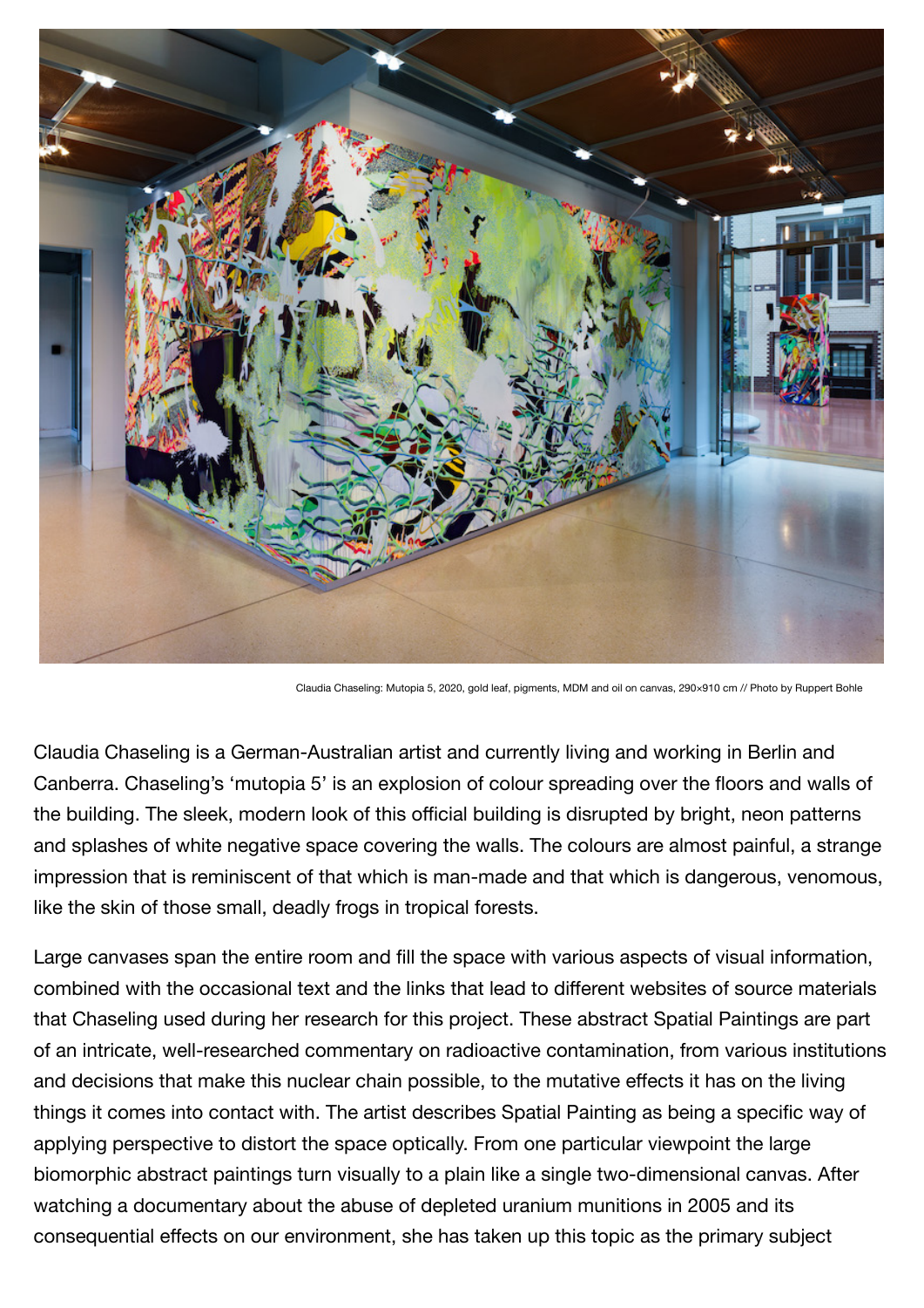Claudia Chaseling: Mutopia 5, 2020, gold leaf, pigments, MDM and oil on canvas, 290×910 cm // Photo by Ruppert Bohle

Claudia Chaseling is a German-Australian artist and currently living and working in Berlin and Canberra. Chaseling's 'mutopia 5' is an explosion of colour spreading over the floors and walls of the building. The sleek, modern look of this official building is disrupted by bright, neon patterns and splashes of white negative space covering the walls. The colours are almost painful, a strange impression that is reminiscent of that which is man-made and that which is dangerous, venomous, like the skin of those small, deadly frogs in tropical forests.

Large canvases span the entire room and fill the space with various aspects of visual information, combined with the occasional text and the links that lead to different websites of source materials that Chaseling used during her research for this project. These abstract Spatial Paintings are part of an intricate, well-researched commentary on radioactive contamination, from various institutions and decisions that make this nuclear chain possible, to the mutative effects it has on the living things it comes into contact with. The artist describes Spatial Painting as being a specific way of applying perspective to distort the space optically. From one particular viewpoint the large biomorphic abstract paintings turn visually to a plain like a single two-dimensional canvas. After watching a documentary about the abuse of depleted uranium munitions in 2005 and its consequential effects on our environment, she has taken up this topic as the primary subject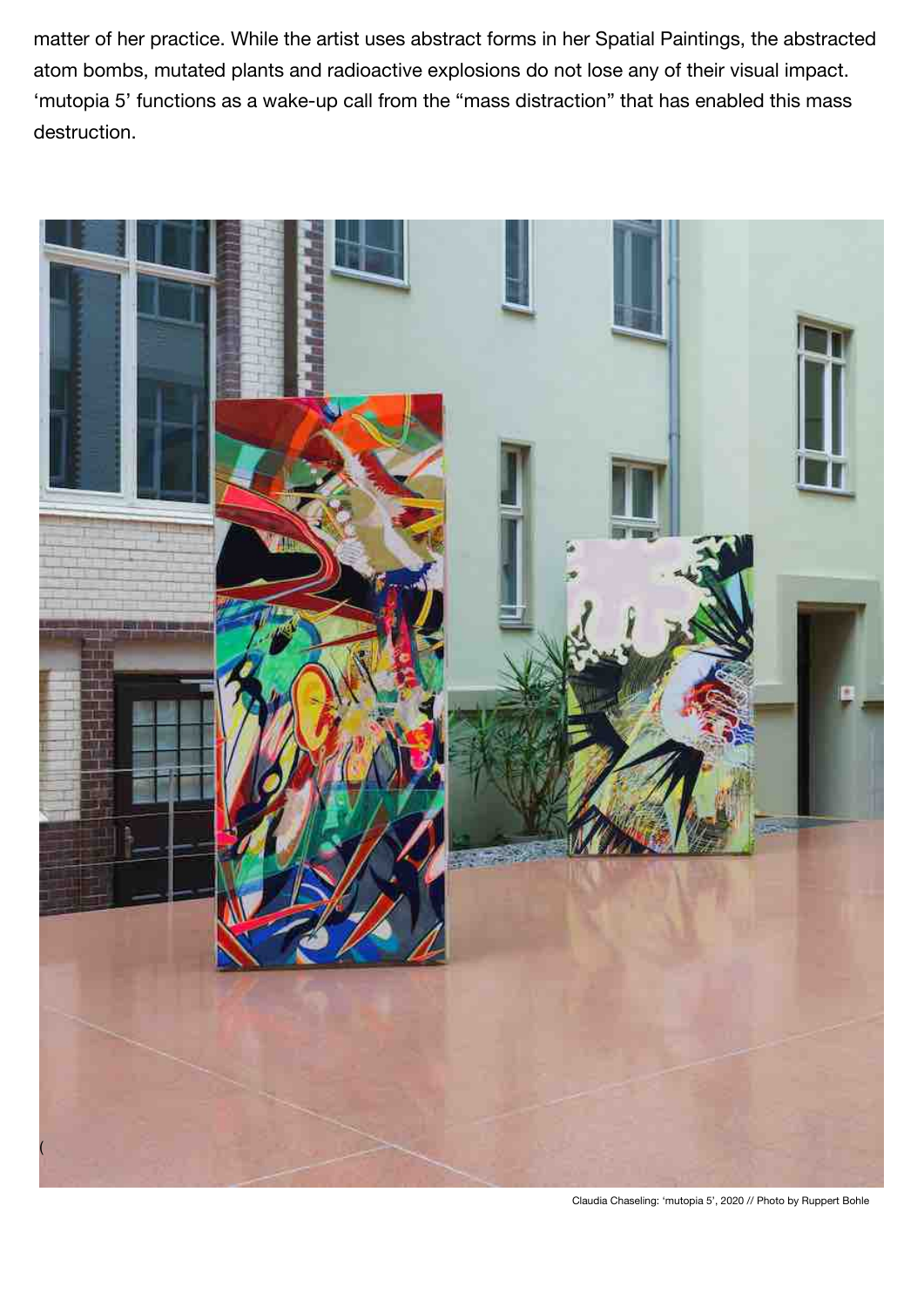matter of her practice. While the artist uses abstract forms in her Spatial Paintings, the abstracted atom bombs, mutated plants and radioactive explosions do not lose any of their visual impact. 'mutopia 5' functions as a wake-up call from the "mass distraction" that has enabled this mass destruction.

Claudia Chaseling: 'mutopia 5', 2020 // Photo by Ruppert Bohle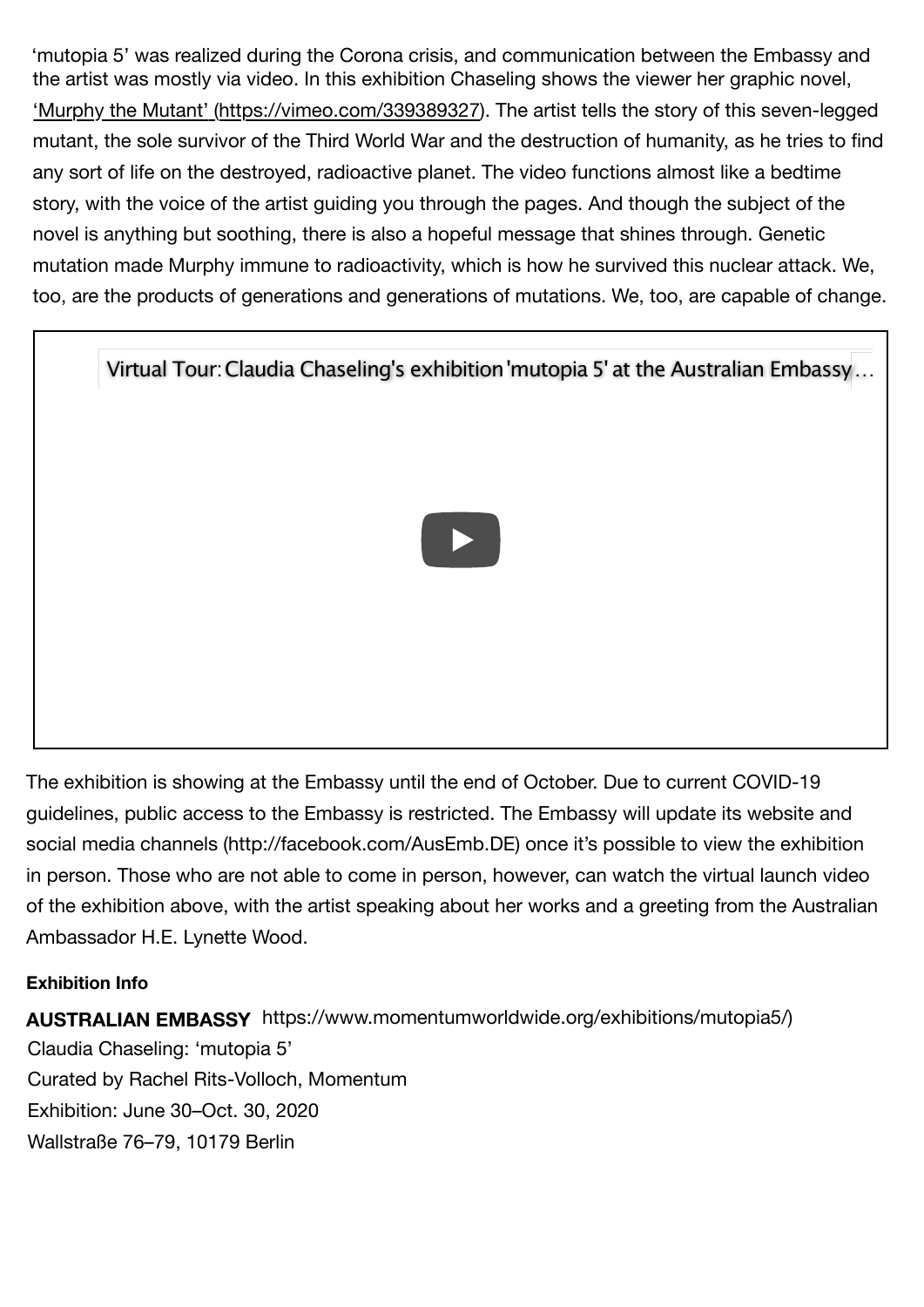'mutopia 5' was realized during the Corona crisis, and communication between the Embassy and the artist was mostly via video. In this exhibition Chaseling shows the viewer her graphic novel, 'Murphy the Mutant' (https://vimeo.com/339389327). The artist tells the story of this seven-legged mutant, the sole survivor of the Third World War and the destruction of humanity, as he tries to find any sort of life on the destroyed, radioactive planet. The video functions almost like a bedtime story, with the voice of the artist guiding you through the pages. And though the subject of the novel is anything but soothing, there is also a hopeful message that shines through. Genetic mutation made Murphy immune to radioactivity, which is how he survived this nuclear attack. We, too, are the products of generations and generations of mutations. We, too, are capable of change.

Virtual Tour: Claudia Chaseling's exhibition 'mutopia 5' at the Australian Embassy…

The exhibition is showing at the Embassy until the end of October. Due to current COVID-19 guidelines, public access to the Embassy is restricted. The Embassy will update its website and social media channels (http://facebook.com/AusEmb.DE) once it's possible to view the exhibition in person. Those who are not able to come in person, however, can watch the virtual launch video of the exhibition above, with the artist speaking about her works and a greeting from the Australian Ambassador H.E. Lynette Wood.

**Exhibition Info**

**AUSTRALIAN EMBASSY** https://www.momentumworldwide.org/exhibitions/mutopia5/)
Claudia Chaseling: 'mutopia 5'
Curated by Rachel Rits-Volloch, Momentum
Exhibition: June 30–Oct. 30, 2020
Wallstraße 76–79, 10179 Berlin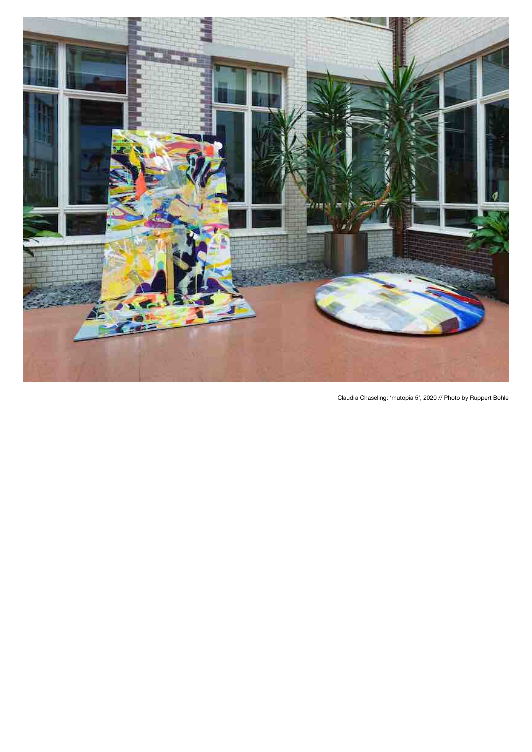Claudia Chaseling: 'mutopia 5', 2020 // Photo by Ruppert Bohle